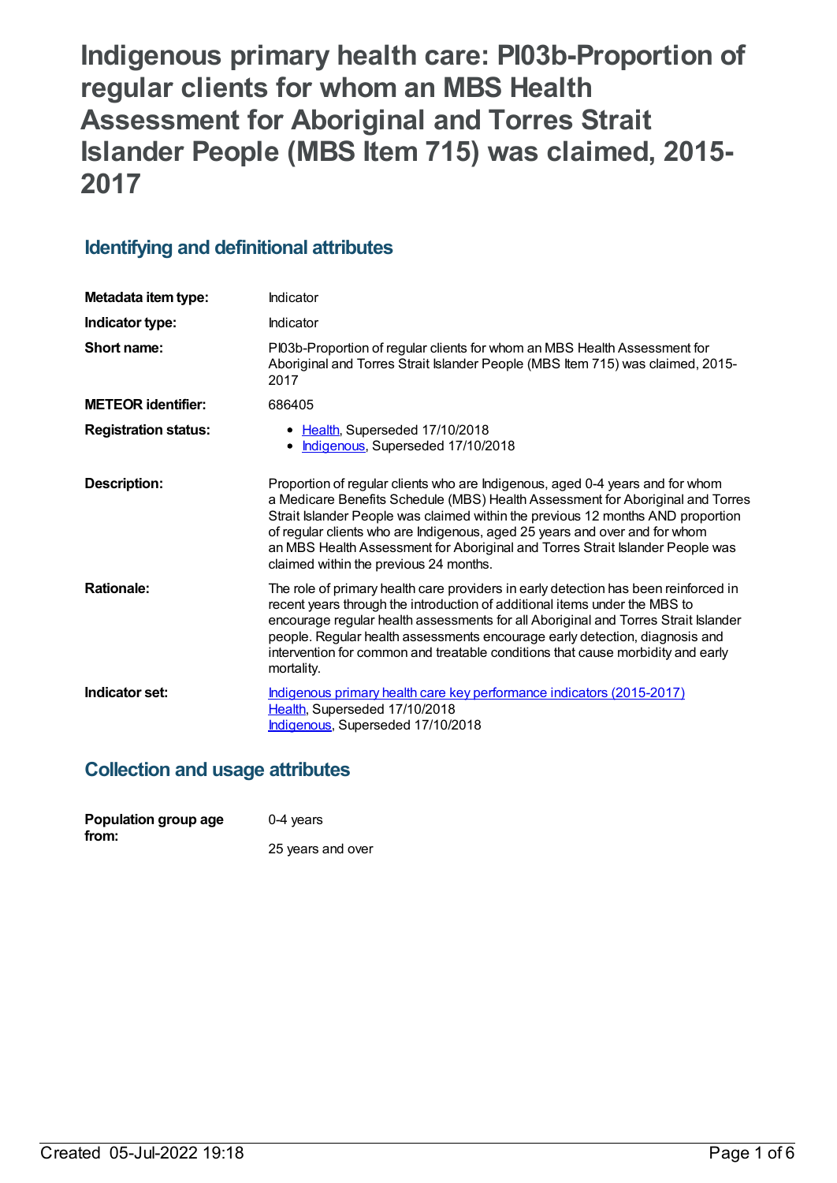# Indigenous primary health care: PI03b-Proportion of regular clients for whom an MBS Health Assessment for Aboriginal and Torres Strait Islander People (MBS Item 715) was claimed, 2015-2017

## Identifying and definitional attributes

| | |
|---|---|
| **Metadata item type:** | Indicator |
| **Indicator type:** | Indicator |
| **Short name:** | PI03b-Proportion of regular clients for whom an MBS Health Assessment for Aboriginal and Torres Strait Islander People (MBS Item 715) was claimed, 2015-2017 |
| **METEOR identifier:** | 686405 |
| **Registration status:** | • Health, Superseded 17/10/2018<br>• Indigenous, Superseded 17/10/2018 |
| **Description:** | Proportion of regular clients who are Indigenous, aged 0-4 years and for whom a Medicare Benefits Schedule (MBS) Health Assessment for Aboriginal and Torres Strait Islander People was claimed within the previous 12 months AND proportion of regular clients who are Indigenous, aged 25 years and over and for whom an MBS Health Assessment for Aboriginal and Torres Strait Islander People was claimed within the previous 24 months. |
| **Rationale:** | The role of primary health care providers in early detection has been reinforced in recent years through the introduction of additional items under the MBS to encourage regular health assessments for all Aboriginal and Torres Strait Islander people. Regular health assessments encourage early detection, diagnosis and intervention for common and treatable conditions that cause morbidity and early mortality. |
| **Indicator set:** | Indigenous primary health care key performance indicators (2015-2017)<br>Health, Superseded 17/10/2018<br>Indigenous, Superseded 17/10/2018 |

## Collection and usage attributes

| | |
|---|---|
| **Population group age from:** | 0-4 years<br><br>25 years and over |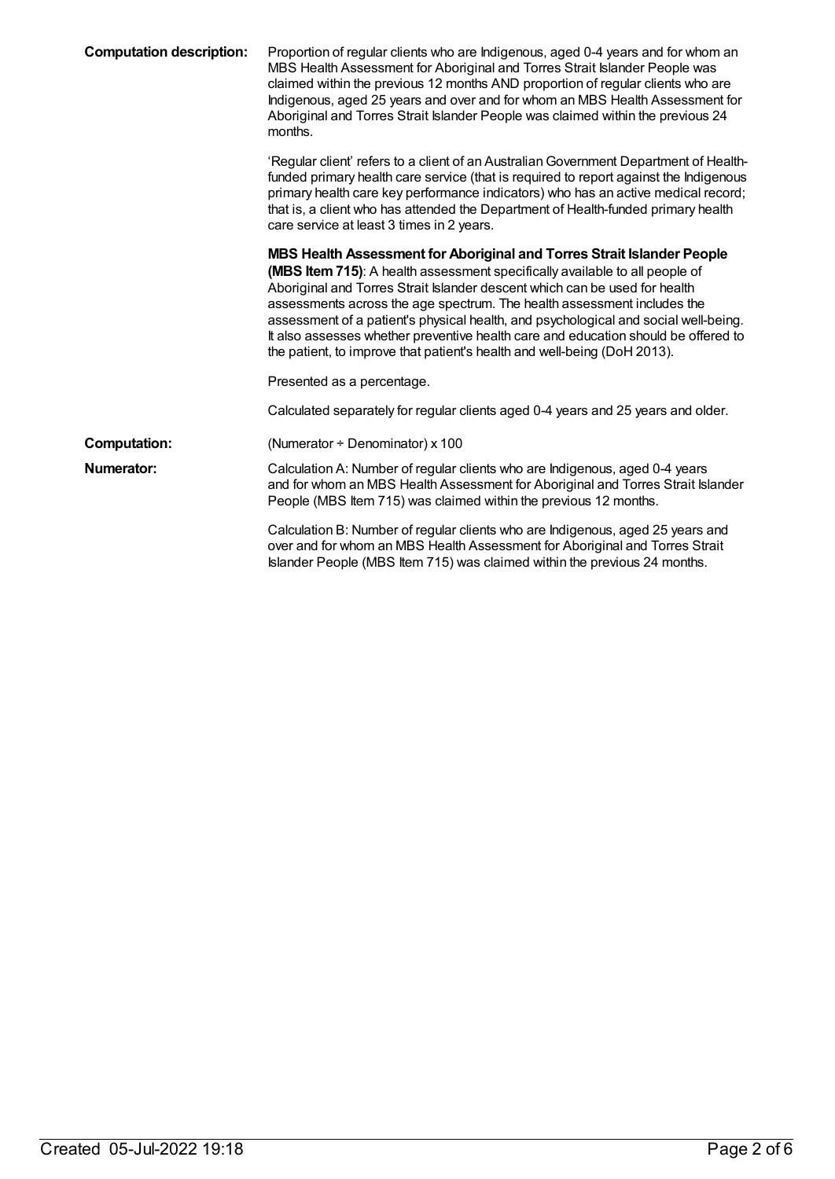**Computation description:** Proportion of regular clients who are Indigenous, aged 0-4 years and for whom an MBS Health Assessment for Aboriginal and Torres Strait Islander People was claimed within the previous 12 months AND proportion of regular clients who are Indigenous, aged 25 years and over and for whom an MBS Health Assessment for Aboriginal and Torres Strait Islander People was claimed within the previous 24 months.

'Regular client' refers to a client of an Australian Government Department of Health-funded primary health care service (that is required to report against the Indigenous primary health care key performance indicators) who has an active medical record; that is, a client who has attended the Department of Health-funded primary health care service at least 3 times in 2 years.

**MBS Health Assessment for Aboriginal and Torres Strait Islander People (MBS Item 715)**: A health assessment specifically available to all people of Aboriginal and Torres Strait Islander descent which can be used for health assessments across the age spectrum. The health assessment includes the assessment of a patient's physical health, and psychological and social well-being. It also assesses whether preventive health care and education should be offered to the patient, to improve that patient's health and well-being (DoH 2013).

Presented as a percentage.

Calculated separately for regular clients aged 0-4 years and 25 years and older.

**Computation:** (Numerator ÷ Denominator) x 100

**Numerator:** Calculation A: Number of regular clients who are Indigenous, aged 0-4 years and for whom an MBS Health Assessment for Aboriginal and Torres Strait Islander People (MBS Item 715) was claimed within the previous 12 months.

Calculation B: Number of regular clients who are Indigenous, aged 25 years and over and for whom an MBS Health Assessment for Aboriginal and Torres Strait Islander People (MBS Item 715) was claimed within the previous 24 months.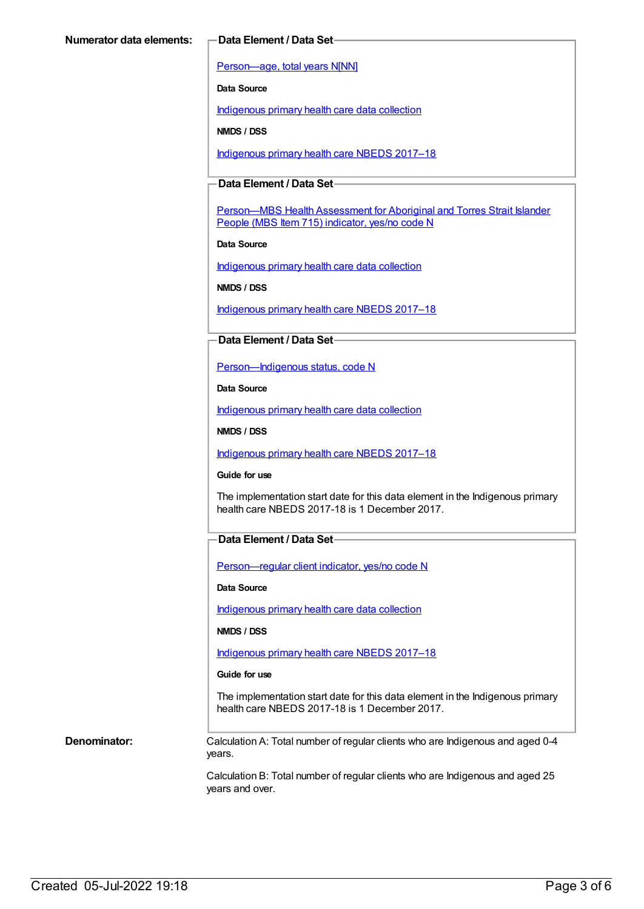**Numerator data elements:**

**Data Element / Data Set**

Person—age, total years N[NN]

**Data Source**

Indigenous primary health care data collection

**NMDS / DSS**

Indigenous primary health care NBEDS 2017–18

**Data Element / Data Set**

Person—MBS Health Assessment for Aboriginal and Torres Strait Islander People (MBS Item 715) indicator, yes/no code N

**Data Source**

Indigenous primary health care data collection

**NMDS / DSS**

Indigenous primary health care NBEDS 2017–18

**Data Element / Data Set**

Person—Indigenous status, code N

**Data Source**

Indigenous primary health care data collection

**NMDS / DSS**

Indigenous primary health care NBEDS 2017–18

**Guide for use**

The implementation start date for this data element in the Indigenous primary health care NBEDS 2017-18 is 1 December 2017.

**Data Element / Data Set**

Person—regular client indicator, yes/no code N

**Data Source**

Indigenous primary health care data collection

**NMDS / DSS**

Indigenous primary health care NBEDS 2017–18

**Guide for use**

The implementation start date for this data element in the Indigenous primary health care NBEDS 2017-18 is 1 December 2017.

**Denominator:**

Calculation A: Total number of regular clients who are Indigenous and aged 0-4 years.

Calculation B: Total number of regular clients who are Indigenous and aged 25 years and over.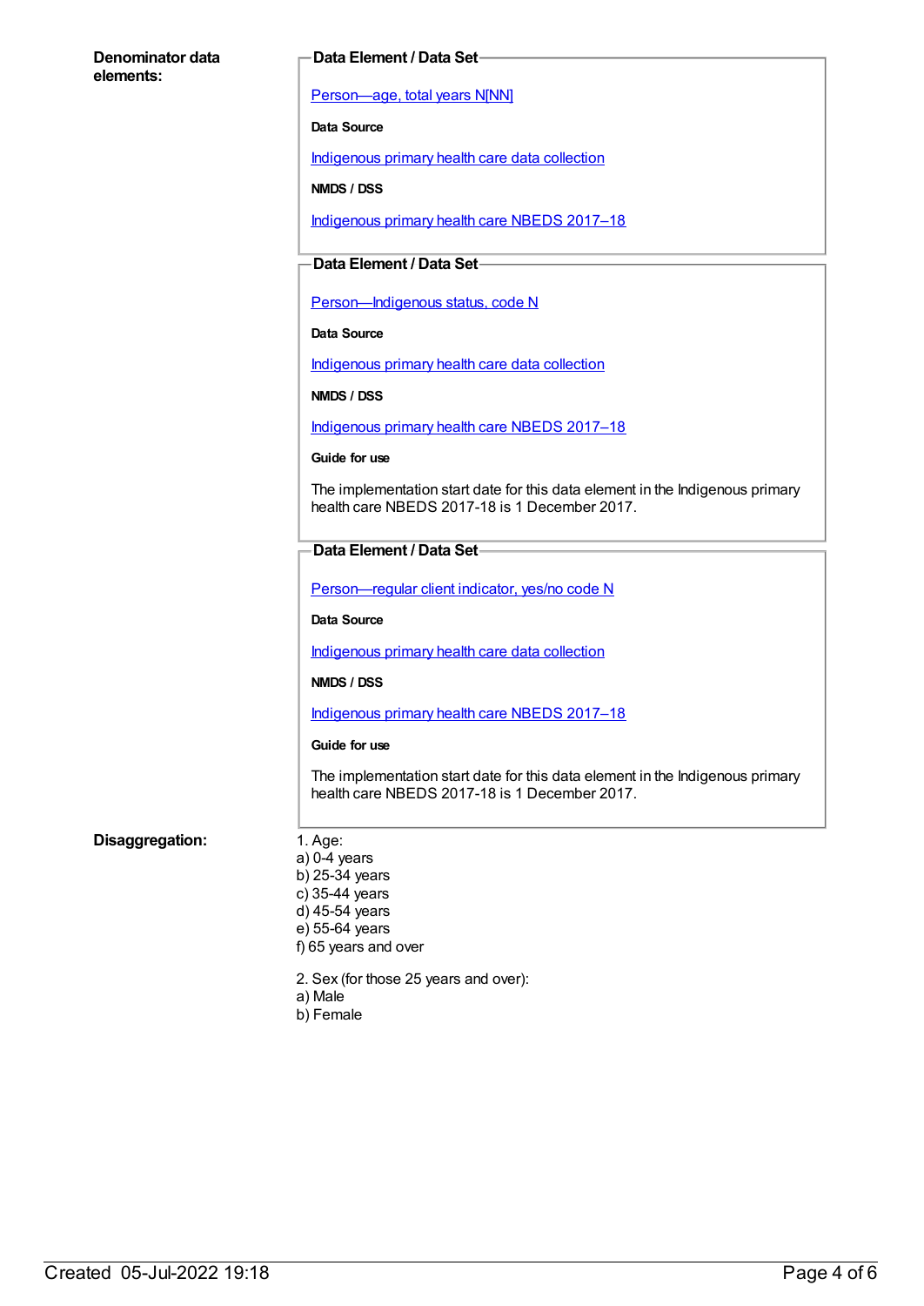**Denominator data elements:**

**Data Element / Data Set**

[Person—age, total years N[NN]]

**Data Source**

Indigenous primary health care data collection

**NMDS / DSS**

Indigenous primary health care NBEDS 2017–18

**Data Element / Data Set**

Person—Indigenous status, code N

**Data Source**

Indigenous primary health care data collection

**NMDS / DSS**

Indigenous primary health care NBEDS 2017–18

**Guide for use**

The implementation start date for this data element in the Indigenous primary health care NBEDS 2017-18 is 1 December 2017.

**Data Element / Data Set**

Person—regular client indicator, yes/no code N

**Data Source**

Indigenous primary health care data collection

**NMDS / DSS**

Indigenous primary health care NBEDS 2017–18

**Guide for use**

The implementation start date for this data element in the Indigenous primary health care NBEDS 2017-18 is 1 December 2017.

**Disaggregation:**

1. Age:
a) 0-4 years
b) 25-34 years
c) 35-44 years
d) 45-54 years
e) 55-64 years
f) 65 years and over

2. Sex (for those 25 years and over):
a) Male
b) Female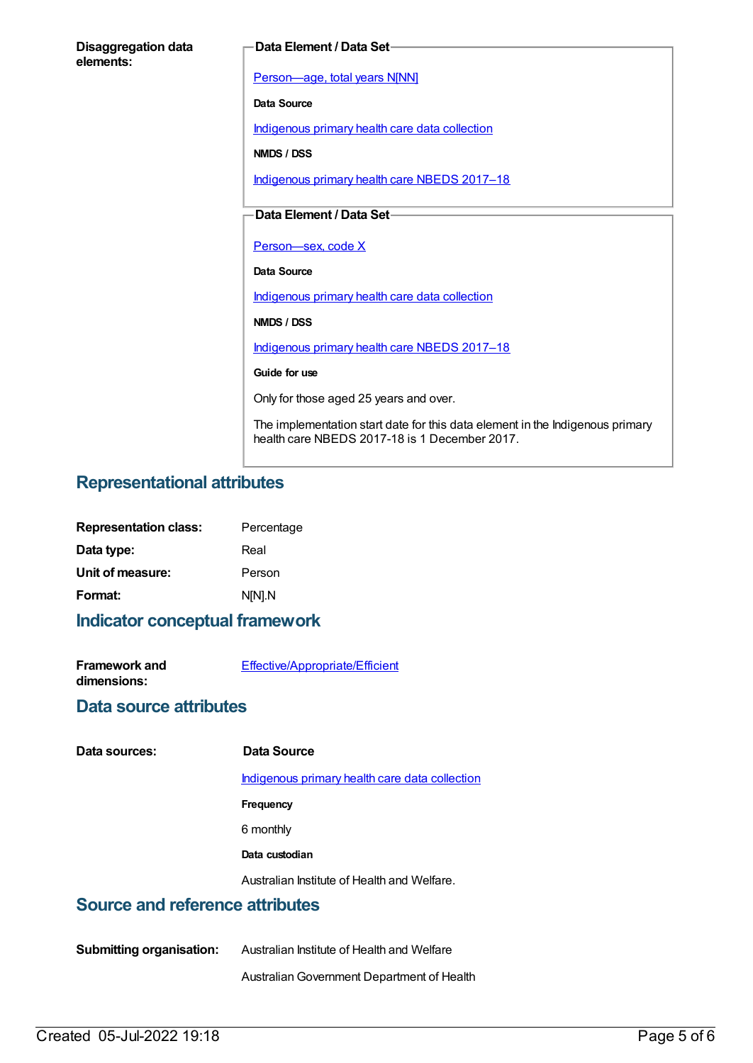**Disaggregation data elements:**

**Data Element / Data Set**

[Person—age, total years N[NN]]

**Data Source**

[Indigenous primary health care data collection]

**NMDS / DSS**

[Indigenous primary health care NBEDS 2017–18]

**Data Element / Data Set**

[Person—sex, code X]

**Data Source**

[Indigenous primary health care data collection]

**NMDS / DSS**

[Indigenous primary health care NBEDS 2017–18]

**Guide for use**

Only for those aged 25 years and over.

The implementation start date for this data element in the Indigenous primary health care NBEDS 2017-18 is 1 December 2017.

## Representational attributes

| | |
|---|---|
| **Representation class:** | Percentage |
| **Data type:** | Real |
| **Unit of measure:** | Person |
| **Format:** | N[N].N |

## Indicator conceptual framework

**Framework and dimensions:** [Effective/Appropriate/Efficient]

## Data source attributes

**Data sources:**

**Data Source**

[Indigenous primary health care data collection]

**Frequency**

6 monthly

**Data custodian**

Australian Institute of Health and Welfare.

## Source and reference attributes

**Submitting organisation:** Australian Institute of Health and Welfare

Australian Government Department of Health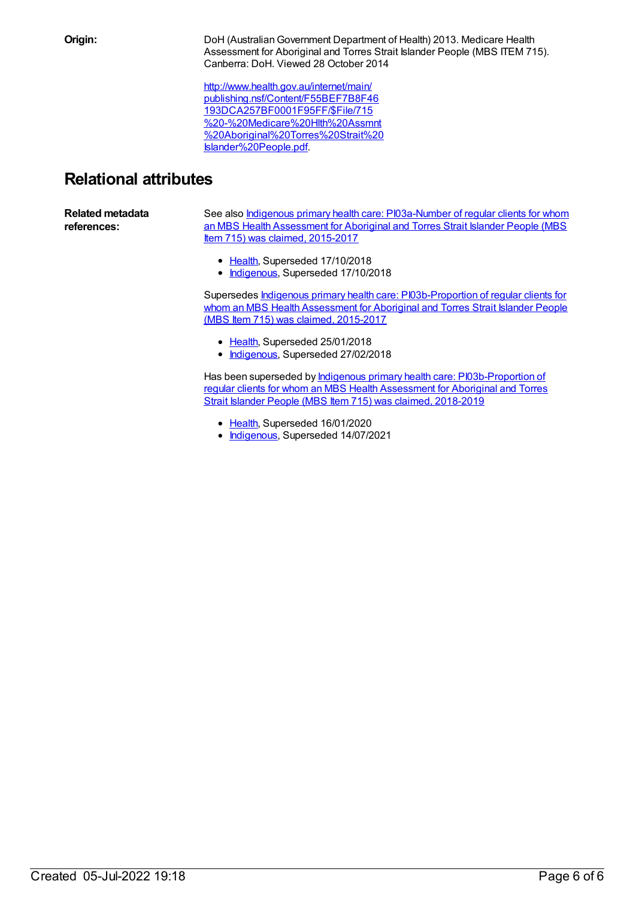**Origin:** DoH (Australian Government Department of Health) 2013. Medicare Health Assessment for Aboriginal and Torres Strait Islander People (MBS ITEM 715). Canberra: DoH. Viewed 28 October 2014

http://www.health.gov.au/internet/main/publishing.nsf/Content/F55BEF7B8F46193DCA257BF0001F95FF/$File/715%20-%20Medicare%20Hlth%20Assmnt%20Aboriginal%20Torres%20Strait%20Islander%20People.pdf.

## Relational attributes

**Related metadata references:**

See also Indigenous primary health care: PI03a-Number of regular clients for whom an MBS Health Assessment for Aboriginal and Torres Strait Islander People (MBS Item 715) was claimed, 2015-2017

- Health, Superseded 17/10/2018
- Indigenous, Superseded 17/10/2018

Supersedes Indigenous primary health care: PI03b-Proportion of regular clients for whom an MBS Health Assessment for Aboriginal and Torres Strait Islander People (MBS Item 715) was claimed, 2015-2017

- Health, Superseded 25/01/2018
- Indigenous, Superseded 27/02/2018

Has been superseded by Indigenous primary health care: PI03b-Proportion of regular clients for whom an MBS Health Assessment for Aboriginal and Torres Strait Islander People (MBS Item 715) was claimed, 2018-2019

- Health, Superseded 16/01/2020
- Indigenous, Superseded 14/07/2021